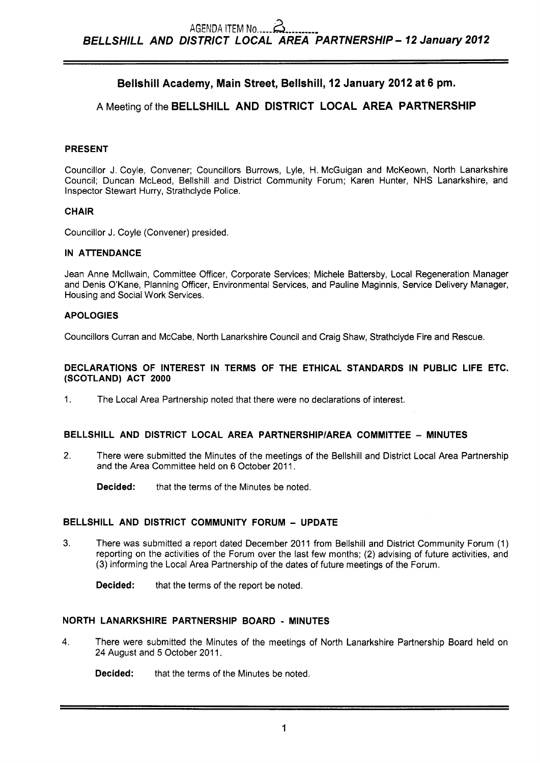AGENDA ITEM No. 2

***BELLSHILL AND DISTRICT LOCAL AREA PARTNERSHIP – 12 January 2012***

## Bellshill Academy, Main Street, Bellshill, 12 January 2012 at 6 pm.

### A Meeting of the BELLSHILL AND DISTRICT LOCAL AREA PARTNERSHIP

**PRESENT**

Councillor J. Coyle, Convener; Councillors Burrows, Lyle, H. McGuigan and McKeown, North Lanarkshire Council; Duncan McLeod, Bellshill and District Community Forum; Karen Hunter, NHS Lanarkshire, and Inspector Stewart Hurry, Strathclyde Police.

**CHAIR**

Councillor J. Coyle (Convener) presided.

**IN ATTENDANCE**

Jean Anne McIlwain, Committee Officer, Corporate Services; Michele Battersby, Local Regeneration Manager and Denis O'Kane, Planning Officer, Environmental Services, and Pauline Maginnis, Service Delivery Manager, Housing and Social Work Services.

**APOLOGIES**

Councillors Curran and McCabe, North Lanarkshire Council and Craig Shaw, Strathclyde Fire and Rescue.

**DECLARATIONS OF INTEREST IN TERMS OF THE ETHICAL STANDARDS IN PUBLIC LIFE ETC. (SCOTLAND) ACT 2000**

1. The Local Area Partnership noted that there were no declarations of interest.

**BELLSHILL AND DISTRICT LOCAL AREA PARTNERSHIP/AREA COMMITTEE – MINUTES**

2. There were submitted the Minutes of the meetings of the Bellshill and District Local Area Partnership and the Area Committee held on 6 October 2011.

   **Decided:** that the terms of the Minutes be noted.

**BELLSHILL AND DISTRICT COMMUNITY FORUM – UPDATE**

3. There was submitted a report dated December 2011 from Bellshill and District Community Forum (1) reporting on the activities of the Forum over the last few months; (2) advising of future activities, and (3) informing the Local Area Partnership of the dates of future meetings of the Forum.

   **Decided:** that the terms of the report be noted.

**NORTH LANARKSHIRE PARTNERSHIP BOARD - MINUTES**

4. There were submitted the Minutes of the meetings of North Lanarkshire Partnership Board held on 24 August and 5 October 2011.

   **Decided:** that the terms of the Minutes be noted.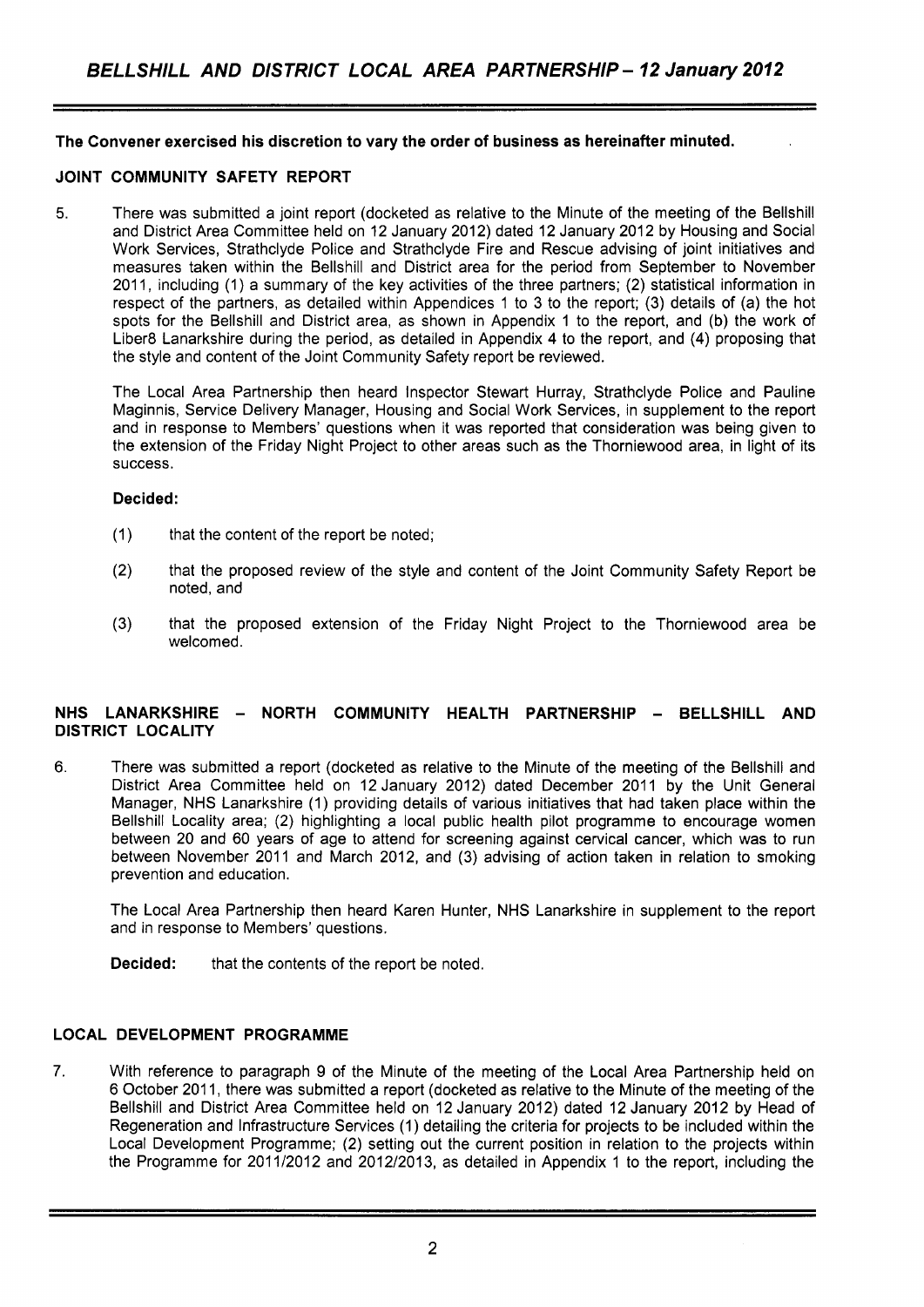**The Convener exercised his discretion to vary the order of business as hereinafter minuted.**

**JOINT COMMUNITY SAFETY REPORT**

5. There was submitted a joint report (docketed as relative to the Minute of the meeting of the Bellshill and District Area Committee held on 12 January 2012) dated 12 January 2012 by Housing and Social Work Services, Strathclyde Police and Strathclyde Fire and Rescue advising of joint initiatives and measures taken within the Bellshill and District area for the period from September to November 2011, including (1) a summary of the key activities of the three partners; (2) statistical information in respect of the partners, as detailed within Appendices 1 to 3 to the report; (3) details of (a) the hot spots for the Bellshill and District area, as shown in Appendix 1 to the report, and (b) the work of Liber8 Lanarkshire during the period, as detailed in Appendix 4 to the report, and (4) proposing that the style and content of the Joint Community Safety report be reviewed.

   The Local Area Partnership then heard Inspector Stewart Hurray, Strathclyde Police and Pauline Maginnis, Service Delivery Manager, Housing and Social Work Services, in supplement to the report and in response to Members' questions when it was reported that consideration was being given to the extension of the Friday Night Project to other areas such as the Thorniewood area, in light of its success.

   **Decided:**

   (1) that the content of the report be noted;

   (2) that the proposed review of the style and content of the Joint Community Safety Report be noted, and

   (3) that the proposed extension of the Friday Night Project to the Thorniewood area be welcomed.

**NHS LANARKSHIRE – NORTH COMMUNITY HEALTH PARTNERSHIP – BELLSHILL AND DISTRICT LOCALITY**

6. There was submitted a report (docketed as relative to the Minute of the meeting of the Bellshill and District Area Committee held on 12 January 2012) dated December 2011 by the Unit General Manager, NHS Lanarkshire (1) providing details of various initiatives that had taken place within the Bellshill Locality area; (2) highlighting a local public health pilot programme to encourage women between 20 and 60 years of age to attend for screening against cervical cancer, which was to run between November 2011 and March 2012, and (3) advising of action taken in relation to smoking prevention and education.

   The Local Area Partnership then heard Karen Hunter, NHS Lanarkshire in supplement to the report and in response to Members' questions.

   **Decided:** that the contents of the report be noted.

**LOCAL DEVELOPMENT PROGRAMME**

7. With reference to paragraph 9 of the Minute of the meeting of the Local Area Partnership held on 6 October 2011, there was submitted a report (docketed as relative to the Minute of the meeting of the Bellshill and District Area Committee held on 12 January 2012) dated 12 January 2012 by Head of Regeneration and Infrastructure Services (1) detailing the criteria for projects to be included within the Local Development Programme; (2) setting out the current position in relation to the projects within the Programme for 2011/2012 and 2012/2013, as detailed in Appendix 1 to the report, including the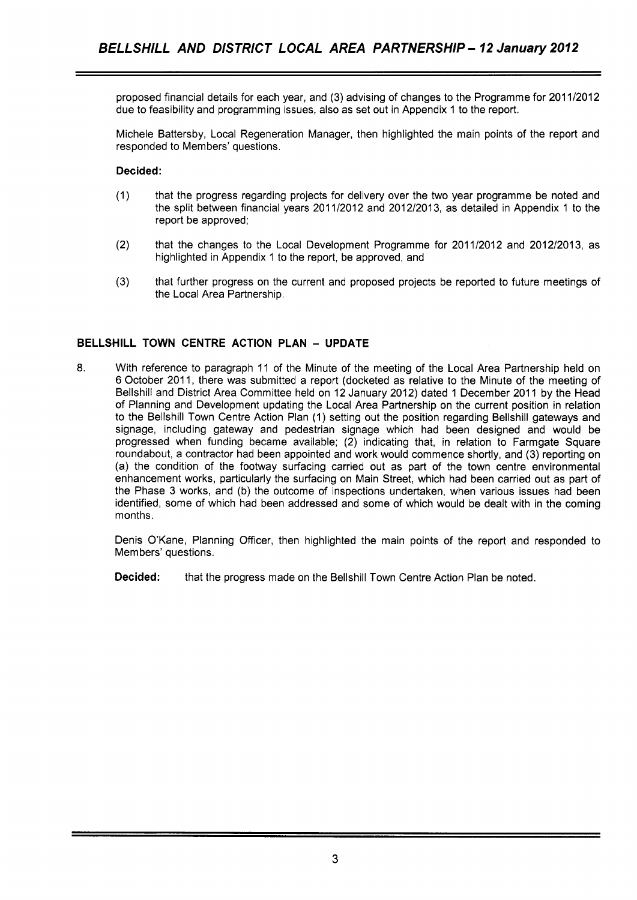proposed financial details for each year, and (3) advising of changes to the Programme for 2011/2012 due to feasibility and programming issues, also as set out in Appendix 1 to the report.

Michele Battersby, Local Regeneration Manager, then highlighted the main points of the report and responded to Members' questions.

**Decided:**

(1) that the progress regarding projects for delivery over the two year programme be noted and the split between financial years 2011/2012 and 2012/2013, as detailed in Appendix 1 to the report be approved;

(2) that the changes to the Local Development Programme for 2011/2012 and 2012/2013, as highlighted in Appendix 1 to the report, be approved, and

(3) that further progress on the current and proposed projects be reported to future meetings of the Local Area Partnership.

## BELLSHILL TOWN CENTRE ACTION PLAN – UPDATE

8. With reference to paragraph 11 of the Minute of the meeting of the Local Area Partnership held on 6 October 2011, there was submitted a report (docketed as relative to the Minute of the meeting of Bellshill and District Area Committee held on 12 January 2012) dated 1 December 2011 by the Head of Planning and Development updating the Local Area Partnership on the current position in relation to the Bellshill Town Centre Action Plan (1) setting out the position regarding Bellshill gateways and signage, including gateway and pedestrian signage which had been designed and would be progressed when funding became available; (2) indicating that, in relation to Farmgate Square roundabout, a contractor had been appointed and work would commence shortly, and (3) reporting on (a) the condition of the footway surfacing carried out as part of the town centre environmental enhancement works, particularly the surfacing on Main Street, which had been carried out as part of the Phase 3 works, and (b) the outcome of inspections undertaken, when various issues had been identified, some of which had been addressed and some of which would be dealt with in the coming months.

Denis O'Kane, Planning Officer, then highlighted the main points of the report and responded to Members' questions.

**Decided:** that the progress made on the Bellshill Town Centre Action Plan be noted.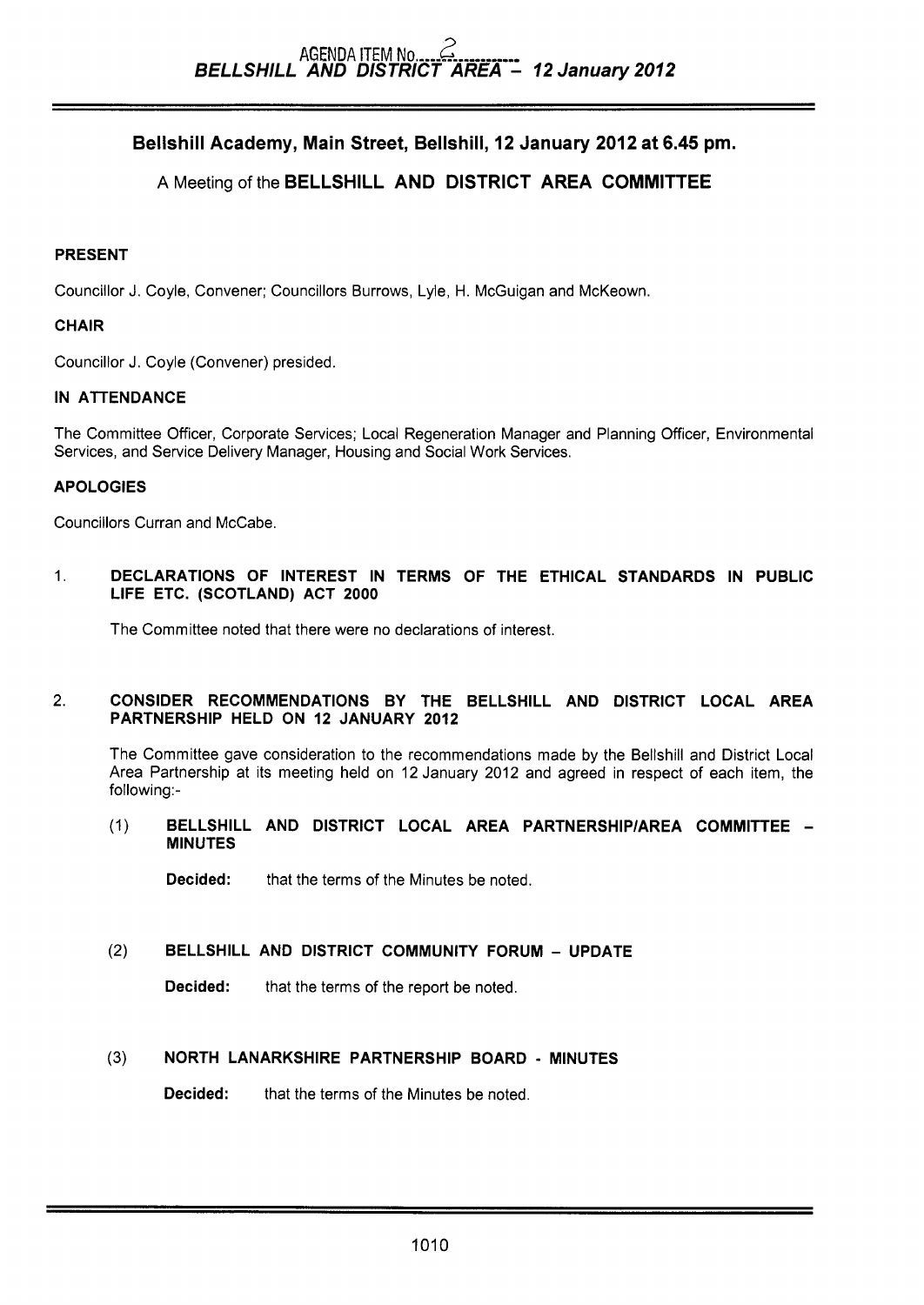AGENDA ITEM No. 2
**BELLSHILL AND DISTRICT AREA – 12 January 2012**

## Bellshill Academy, Main Street, Bellshill, 12 January 2012 at 6.45 pm.

A Meeting of the **BELLSHILL AND DISTRICT AREA COMMITTEE**

### PRESENT

Councillor J. Coyle, Convener; Councillors Burrows, Lyle, H. McGuigan and McKeown.

### CHAIR

Councillor J. Coyle (Convener) presided.

### IN ATTENDANCE

The Committee Officer, Corporate Services; Local Regeneration Manager and Planning Officer, Environmental Services, and Service Delivery Manager, Housing and Social Work Services.

### APOLOGIES

Councillors Curran and McCabe.

1. **DECLARATIONS OF INTEREST IN TERMS OF THE ETHICAL STANDARDS IN PUBLIC LIFE ETC. (SCOTLAND) ACT 2000**

   The Committee noted that there were no declarations of interest.

2. **CONSIDER RECOMMENDATIONS BY THE BELLSHILL AND DISTRICT LOCAL AREA PARTNERSHIP HELD ON 12 JANUARY 2012**

   The Committee gave consideration to the recommendations made by the Bellshill and District Local Area Partnership at its meeting held on 12 January 2012 and agreed in respect of each item, the following:-

   (1) **BELLSHILL AND DISTRICT LOCAL AREA PARTNERSHIP/AREA COMMITTEE – MINUTES**

   **Decided:** that the terms of the Minutes be noted.

   (2) **BELLSHILL AND DISTRICT COMMUNITY FORUM – UPDATE**

   **Decided:** that the terms of the report be noted.

   (3) **NORTH LANARKSHIRE PARTNERSHIP BOARD - MINUTES**

   **Decided:** that the terms of the Minutes be noted.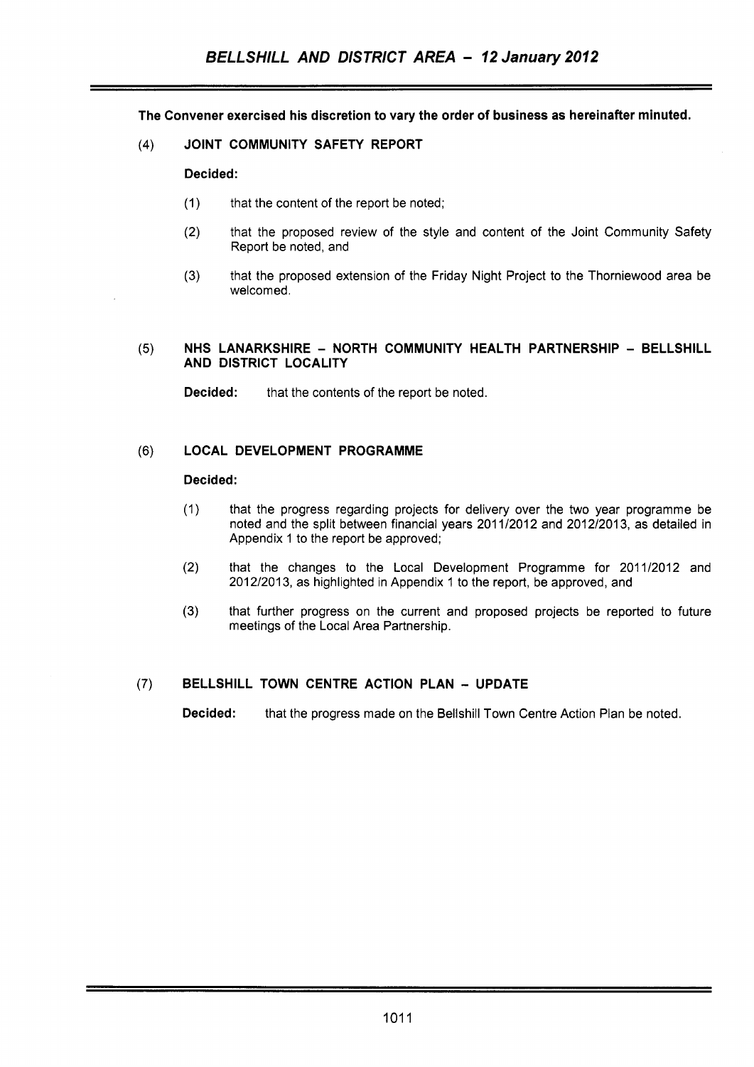**The Convener exercised his discretion to vary the order of business as hereinafter minuted.**

**(4) JOINT COMMUNITY SAFETY REPORT**

**Decided:**

(1) that the content of the report be noted;

(2) that the proposed review of the style and content of the Joint Community Safety Report be noted, and

(3) that the proposed extension of the Friday Night Project to the Thorniewood area be welcomed.

**(5) NHS LANARKSHIRE – NORTH COMMUNITY HEALTH PARTNERSHIP – BELLSHILL AND DISTRICT LOCALITY**

**Decided:** that the contents of the report be noted.

**(6) LOCAL DEVELOPMENT PROGRAMME**

**Decided:**

(1) that the progress regarding projects for delivery over the two year programme be noted and the split between financial years 2011/2012 and 2012/2013, as detailed in Appendix 1 to the report be approved;

(2) that the changes to the Local Development Programme for 2011/2012 and 2012/2013, as highlighted in Appendix 1 to the report, be approved, and

(3) that further progress on the current and proposed projects be reported to future meetings of the Local Area Partnership.

**(7) BELLSHILL TOWN CENTRE ACTION PLAN – UPDATE**

**Decided:** that the progress made on the Bellshill Town Centre Action Plan be noted.